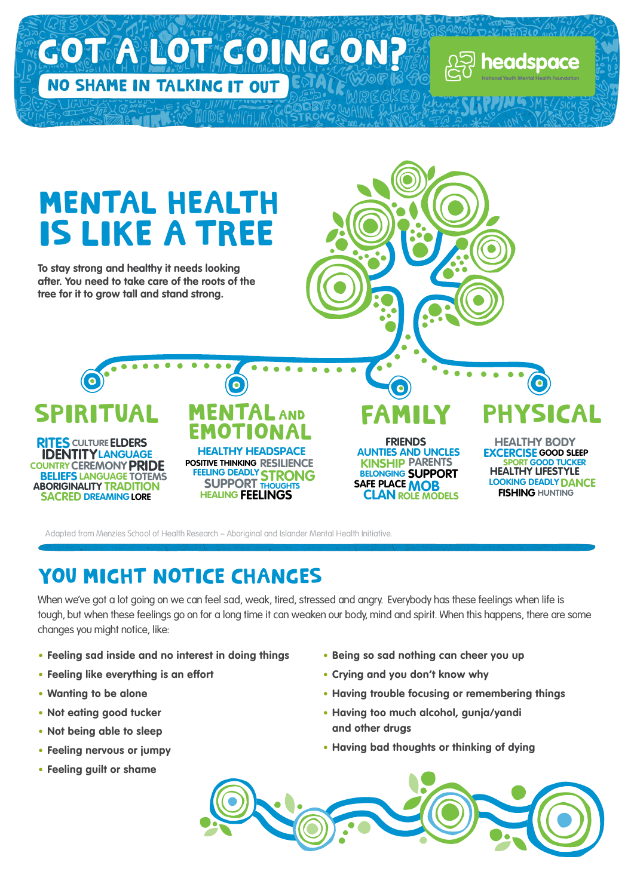# GOT A LOT GOING ON?

**NO SHAME IN TALKING IT OUT**

headspace
National Youth Mental Health Foundation

## MENTAL HEALTH IS LIKE A TREE

**To stay strong and healthy it needs looking after. You need to take care of the roots of the tree for it to grow tall and stand strong.**

### SPIRITUAL

RITES CULTURE ELDERS IDENTITY LANGUAGE COUNTRY CEREMONY PRIDE BELIEFS LANGUAGE TOTEMS ABORIGINALITY TRADITION SACRED DREAMING LORE

### MENTAL AND EMOTIONAL

HEALTHY HEADSPACE POSITIVE THINKING RESILIENCE FEELING DEADLY STRONG SUPPORT THOUGHTS HEALING FEELINGS

### FAMILY

FRIENDS AUNTIES AND UNCLES KINSHIP PARENTS BELONGING SUPPORT SAFE PLACE MOB CLAN ROLE MODELS

### PHYSICAL

HEALTHY BODY EXCERCISE GOOD SLEEP SPORT GOOD TUCKER HEALTHY LIFESTYLE LOOKING DEADLY DANCE FISHING HUNTING

Adapted from Menzies School of Health Research – Aboriginal and Islander Mental Health Initiative.

## YOU MIGHT NOTICE CHANGES

When we've got a lot going on we can feel sad, weak, tired, stressed and angry. Everybody has these feelings when life is tough, but when these feelings go on for a long time it can weaken our body, mind and spirit. When this happens, there are some changes you might notice, like:

- **Feeling sad inside and no interest in doing things**
- **Feeling like everything is an effort**
- **Wanting to be alone**
- **Not eating good tucker**
- **Not being able to sleep**
- **Feeling nervous or jumpy**
- **Feeling guilt or shame**
- **Being so sad nothing can cheer you up**
- **Crying and you don't know why**
- **Having trouble focusing or remembering things**
- **Having too much alcohol, gunja/yandi and other drugs**
- **Having bad thoughts or thinking of dying**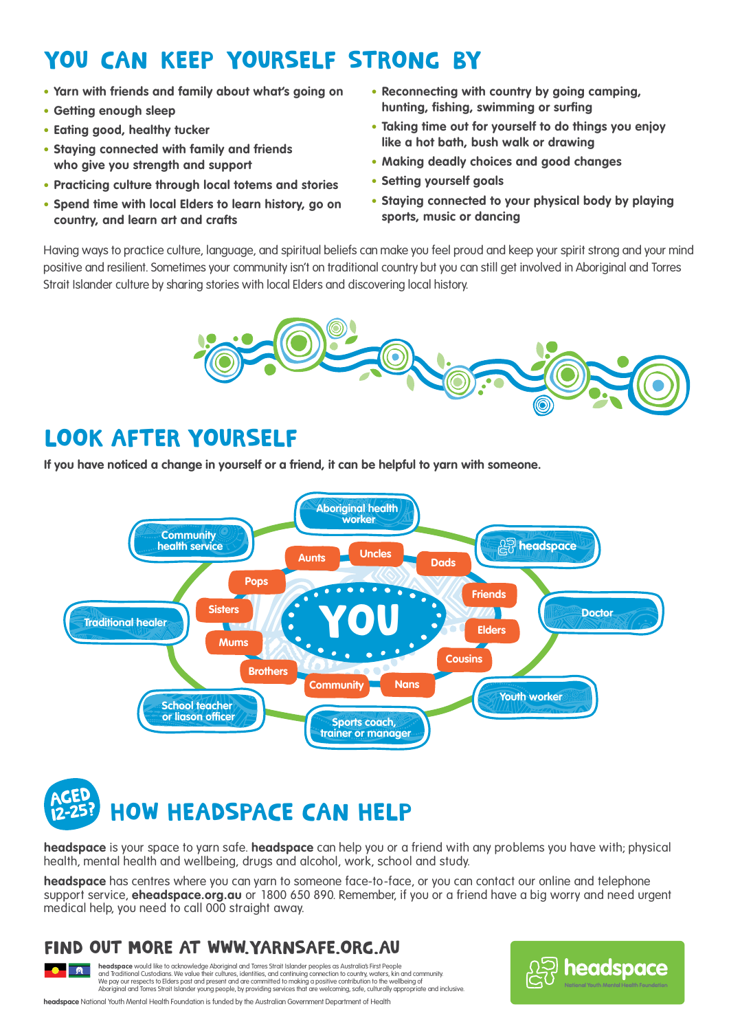## YOU CAN KEEP YOURSELF STRONG BY

- Yarn with friends and family about what's going on
- Getting enough sleep
- Eating good, healthy tucker
- Staying connected with family and friends who give you strength and support
- Practicing culture through local totems and stories
- Spend time with local Elders to learn history, go on country, and learn art and crafts
- Reconnecting with country by going camping, hunting, fishing, swimming or surfing
- Taking time out for yourself to do things you enjoy like a hot bath, bush walk or drawing
- Making deadly choices and good changes
- Setting yourself goals
- Staying connected to your physical body by playing sports, music or dancing

Having ways to practice culture, language, and spiritual beliefs can make you feel proud and keep your spirit strong and your mind positive and resilient. Sometimes your community isn't on traditional country but you can still get involved in Aboriginal and Torres Strait Islander culture by sharing stories with local Elders and discovering local history.

## LOOK AFTER YOURSELF

**If you have noticed a change in yourself or a friend, it can be helpful to yarn with someone.**

YOU

Aunts
Uncles
Dads
Friends
Elders
Cousins
Nans
Community
Brothers
Mums
Sisters
Pops

Aboriginal health worker
headspace
Doctor
Youth worker
Sports coach, trainer or manager
School teacher or liason officer
Traditional healer
Community health service

## AGED 12-25? HOW HEADSPACE CAN HELP

**headspace** is your space to yarn safe. **headspace** can help you or a friend with any problems you have with; physical health, mental health and wellbeing, drugs and alcohol, work, school and study.

**headspace** has centres where you can yarn to someone face-to-face, or you can contact our online and telephone support service, **eheadspace.org.au** or 1800 650 890. Remember, if you or a friend have a big worry and need urgent medical help, you need to call 000 straight away.

## FIND OUT MORE AT WWW.YARNSAFE.ORG.AU

**headspace** would like to acknowledge Aboriginal and Torres Strait Islander peoples as Australia's First People and Traditional Custodians. We value their cultures, identities, and continuing connection to country, waters, kin and community. We pay our respects to Elders past and present and are committed to making a positive contribution to the wellbeing of Aboriginal and Torres Strait Islander young people, by providing services that are welcoming, safe, culturally appropriate and inclusive.

**headspace** National Youth Mental Health Foundation is funded by the Australian Government Department of Health

headspace
National Youth Mental Health Foundation